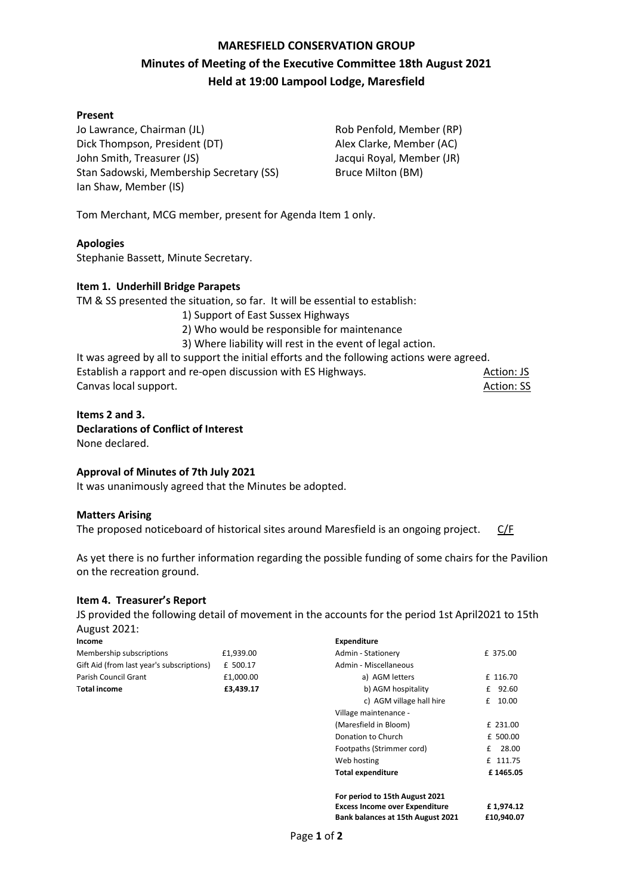# MARESFIELD CONSERVATION GROUP

## Minutes of Meeting of the Executive Committee 18th August 2021

## Held at 19:00 Lampool Lodge, Maresfield

**Present**

Jo Lawrance, Chairman (JL)
Dick Thompson, President (DT)
John Smith, Treasurer (JS)
Stan Sadowski, Membership Secretary (SS)
Ian Shaw, Member (IS)
Rob Penfold, Member (RP)
Alex Clarke, Member (AC)
Jacqui Royal, Member (JR)
Bruce Milton (BM)

Tom Merchant, MCG member, present for Agenda Item 1 only.

**Apologies**

Stephanie Bassett, Minute Secretary.

**Item 1. Underhill Bridge Parapets**

TM & SS presented the situation, so far. It will be essential to establish:

1) Support of East Sussex Highways
2) Who would be responsible for maintenance
3) Where liability will rest in the event of legal action.

It was agreed by all to support the initial efforts and the following actions were agreed.

Establish a rapport and re-open discussion with ES Highways. Action: JS

Canvas local support. Action: SS

**Items 2 and 3.**

**Declarations of Conflict of Interest**

None declared.

**Approval of Minutes of 7th July 2021**

It was unanimously agreed that the Minutes be adopted.

**Matters Arising**

The proposed noticeboard of historical sites around Maresfield is an ongoing project. C/F

As yet there is no further information regarding the possible funding of some chairs for the Pavilion on the recreation ground.

**Item 4. Treasurer's Report**

JS provided the following detail of movement in the accounts for the period 1st April2021 to 15th August 2021:

| **Income** | |
|---|---|
| Membership subscriptions | £1,939.00 |
| Gift Aid (from last year's subscriptions) | £ 500.17 |
| Parish Council Grant | £1,000.00 |
| **Total income** | **£3,439.17** |

| **Expenditure** | |
|---|---|
| Admin - Stationery | £ 375.00 |
| Admin - Miscellaneous | |
| a) AGM letters | £ 116.70 |
| b) AGM hospitality | £ 92.60 |
| c) AGM village hall hire | £ 10.00 |
| Village maintenance - | |
| (Maresfield in Bloom) | £ 231.00 |
| Donation to Church | £ 500.00 |
| Footpaths (Strimmer cord) | £ 28.00 |
| Web hosting | £ 111.75 |
| **Total expenditure** | **£ 1465.05** |
| | |
| **For period to 15th August 2021** | |
| **Excess Income over Expenditure** | **£ 1,974.12** |
| **Bank balances at 15th August 2021** | **£10,940.07** |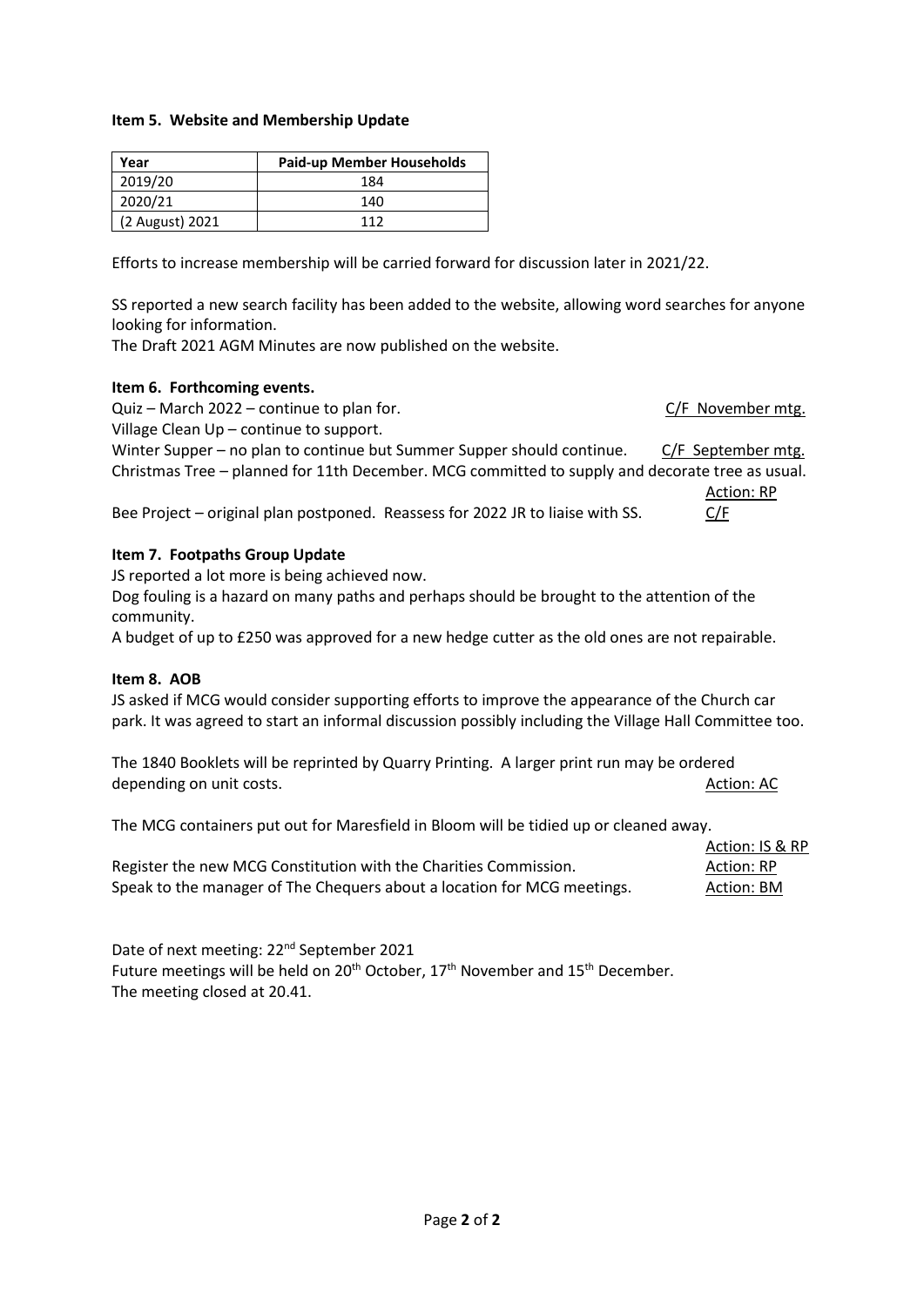**Item 5. Website and Membership Update**

| Year | Paid-up Member Households |
|---|---|
| 2019/20 | 184 |
| 2020/21 | 140 |
| (2 August) 2021 | 112 |

Efforts to increase membership will be carried forward for discussion later in 2021/22.

SS reported a new search facility has been added to the website, allowing word searches for anyone looking for information.
The Draft 2021 AGM Minutes are now published on the website.

**Item 6. Forthcoming events.**

Quiz – March 2022 – continue to plan for. C/F November mtg.
Village Clean Up – continue to support.
Winter Supper – no plan to continue but Summer Supper should continue. C/F September mtg.
Christmas Tree – planned for 11th December. MCG committed to supply and decorate tree as usual. Action: RP
Bee Project – original plan postponed. Reassess for 2022 JR to liaise with SS. C/F

**Item 7. Footpaths Group Update**

JS reported a lot more is being achieved now.
Dog fouling is a hazard on many paths and perhaps should be brought to the attention of the community.
A budget of up to £250 was approved for a new hedge cutter as the old ones are not repairable.

**Item 8. AOB**

JS asked if MCG would consider supporting efforts to improve the appearance of the Church car park. It was agreed to start an informal discussion possibly including the Village Hall Committee too.

The 1840 Booklets will be reprinted by Quarry Printing. A larger print run may be ordered depending on unit costs. Action: AC

The MCG containers put out for Maresfield in Bloom will be tidied up or cleaned away. Action: IS & RP
Register the new MCG Constitution with the Charities Commission. Action: RP
Speak to the manager of The Chequers about a location for MCG meetings. Action: BM

Date of next meeting: 22nd September 2021
Future meetings will be held on 20th October, 17th November and 15th December.
The meeting closed at 20.41.